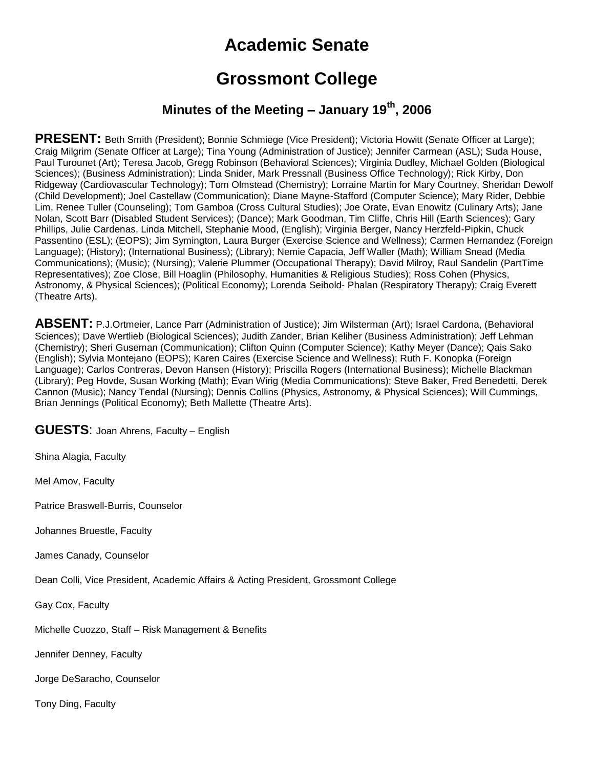# Academic Senate

# Grossmont College

## Minutes of the Meeting – January 19th, 2006

**PRESENT:** Beth Smith (President); Bonnie Schmiege (Vice President); Victoria Howitt (Senate Officer at Large); Craig Milgrim (Senate Officer at Large); Tina Young (Administration of Justice); Jennifer Carmean (ASL); Suda House, Paul Turounet (Art); Teresa Jacob, Gregg Robinson (Behavioral Sciences); Virginia Dudley, Michael Golden (Biological Sciences); (Business Administration); Linda Snider, Mark Pressnall (Business Office Technology); Rick Kirby, Don Ridgeway (Cardiovascular Technology); Tom Olmstead (Chemistry); Lorraine Martin for Mary Courtney, Sheridan Dewolf (Child Development); Joel Castellaw (Communication); Diane Mayne-Stafford (Computer Science); Mary Rider, Debbie Lim, Renee Tuller (Counseling); Tom Gamboa (Cross Cultural Studies); Joe Orate, Evan Enowitz (Culinary Arts); Jane Nolan, Scott Barr (Disabled Student Services); (Dance); Mark Goodman, Tim Cliffe, Chris Hill (Earth Sciences); Gary Phillips, Julie Cardenas, Linda Mitchell, Stephanie Mood, (English); Virginia Berger, Nancy Herzfeld-Pipkin, Chuck Passentino (ESL); (EOPS); Jim Symington, Laura Burger (Exercise Science and Wellness); Carmen Hernandez (Foreign Language); (History); (International Business); (Library); Nemie Capacia, Jeff Waller (Math); William Snead (Media Communications); (Music); (Nursing); Valerie Plummer (Occupational Therapy); David Milroy, Raul Sandelin (PartTime Representatives); Zoe Close, Bill Hoaglin (Philosophy, Humanities & Religious Studies); Ross Cohen (Physics, Astronomy, & Physical Sciences); (Political Economy); Lorenda Seibold- Phalan (Respiratory Therapy); Craig Everett (Theatre Arts).

**ABSENT:** P.J.Ortmeier, Lance Parr (Administration of Justice); Jim Wilsterman (Art); Israel Cardona, (Behavioral Sciences); Dave Wertlieb (Biological Sciences); Judith Zander, Brian Keliher (Business Administration); Jeff Lehman (Chemistry); Sheri Guseman (Communication); Clifton Quinn (Computer Science); Kathy Meyer (Dance); Qais Sako (English); Sylvia Montejano (EOPS); Karen Caires (Exercise Science and Wellness); Ruth F. Konopka (Foreign Language); Carlos Contreras, Devon Hansen (History); Priscilla Rogers (International Business); Michelle Blackman (Library); Peg Hovde, Susan Working (Math); Evan Wirig (Media Communications); Steve Baker, Fred Benedetti, Derek Cannon (Music); Nancy Tendal (Nursing); Dennis Collins (Physics, Astronomy, & Physical Sciences); Will Cummings, Brian Jennings (Political Economy); Beth Mallette (Theatre Arts).

**GUESTS**: Joan Ahrens, Faculty – English

Shina Alagia, Faculty

Mel Amov, Faculty

Patrice Braswell-Burris, Counselor

Johannes Bruestle, Faculty

James Canady, Counselor

Dean Colli, Vice President, Academic Affairs & Acting President, Grossmont College

Gay Cox, Faculty

Michelle Cuozzo, Staff – Risk Management & Benefits

Jennifer Denney, Faculty

Jorge DeSaracho, Counselor

Tony Ding, Faculty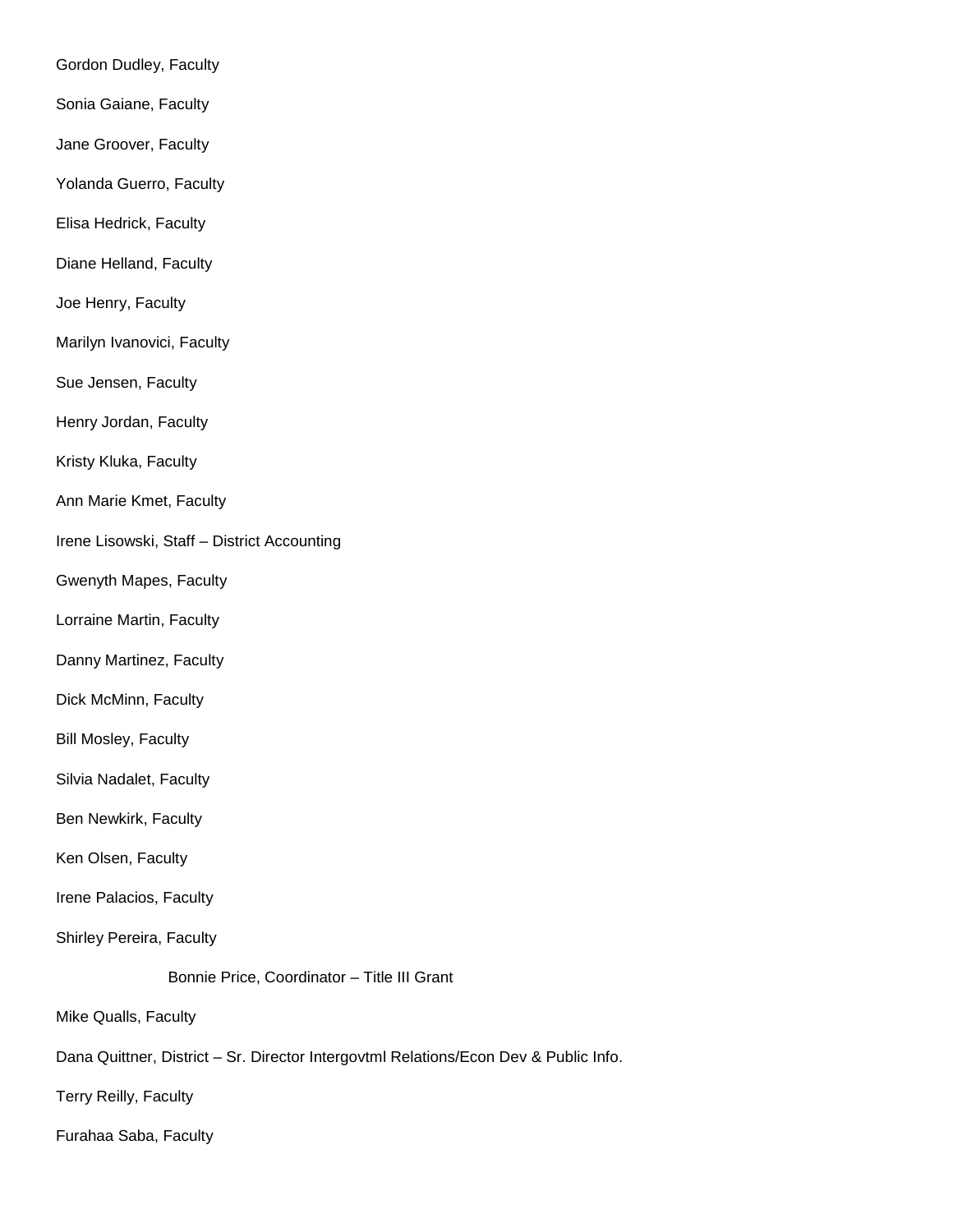Gordon Dudley, Faculty

Sonia Gaiane, Faculty

Jane Groover, Faculty

Yolanda Guerro, Faculty

Elisa Hedrick, Faculty

Diane Helland, Faculty

Joe Henry, Faculty

Marilyn Ivanovici, Faculty

Sue Jensen, Faculty

Henry Jordan, Faculty

Kristy Kluka, Faculty

Ann Marie Kmet, Faculty

Irene Lisowski, Staff – District Accounting

Gwenyth Mapes, Faculty

Lorraine Martin, Faculty

Danny Martinez, Faculty

Dick McMinn, Faculty

Bill Mosley, Faculty

Silvia Nadalet, Faculty

Ben Newkirk, Faculty

Ken Olsen, Faculty

Irene Palacios, Faculty

Shirley Pereira, Faculty

Bonnie Price, Coordinator – Title III Grant

Mike Qualls, Faculty

Dana Quittner, District – Sr. Director Intergovtml Relations/Econ Dev & Public Info.

Terry Reilly, Faculty

Furahaa Saba, Faculty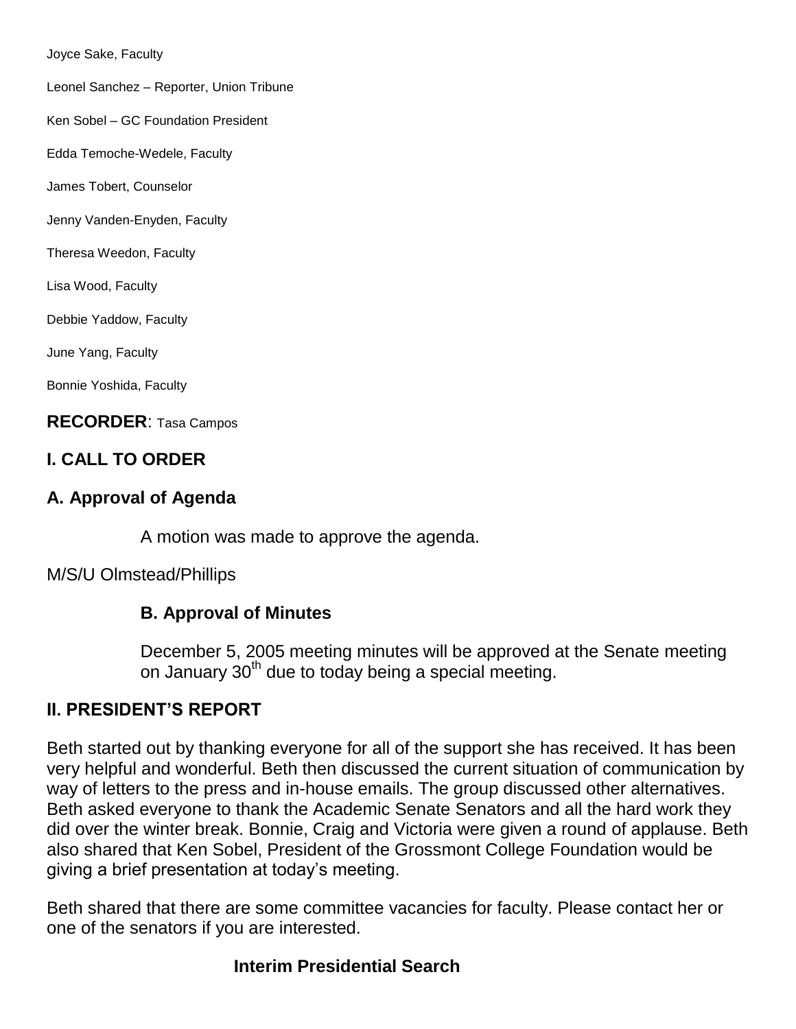Joyce Sake, Faculty

Leonel Sanchez – Reporter, Union Tribune

Ken Sobel – GC Foundation President

Edda Temoche-Wedele, Faculty

James Tobert, Counselor

Jenny Vanden-Enyden, Faculty

Theresa Weedon, Faculty

Lisa Wood, Faculty

Debbie Yaddow, Faculty

June Yang, Faculty

Bonnie Yoshida, Faculty

**RECORDER**: Tasa Campos

## I. CALL TO ORDER

### A. Approval of Agenda

A motion was made to approve the agenda.

M/S/U Olmstead/Phillips

### B. Approval of Minutes

December 5, 2005 meeting minutes will be approved at the Senate meeting on January 30th due to today being a special meeting.

## II. PRESIDENT'S REPORT

Beth started out by thanking everyone for all of the support she has received. It has been very helpful and wonderful. Beth then discussed the current situation of communication by way of letters to the press and in-house emails. The group discussed other alternatives. Beth asked everyone to thank the Academic Senate Senators and all the hard work they did over the winter break. Bonnie, Craig and Victoria were given a round of applause. Beth also shared that Ken Sobel, President of the Grossmont College Foundation would be giving a brief presentation at today's meeting.

Beth shared that there are some committee vacancies for faculty. Please contact her or one of the senators if you are interested.

### Interim Presidential Search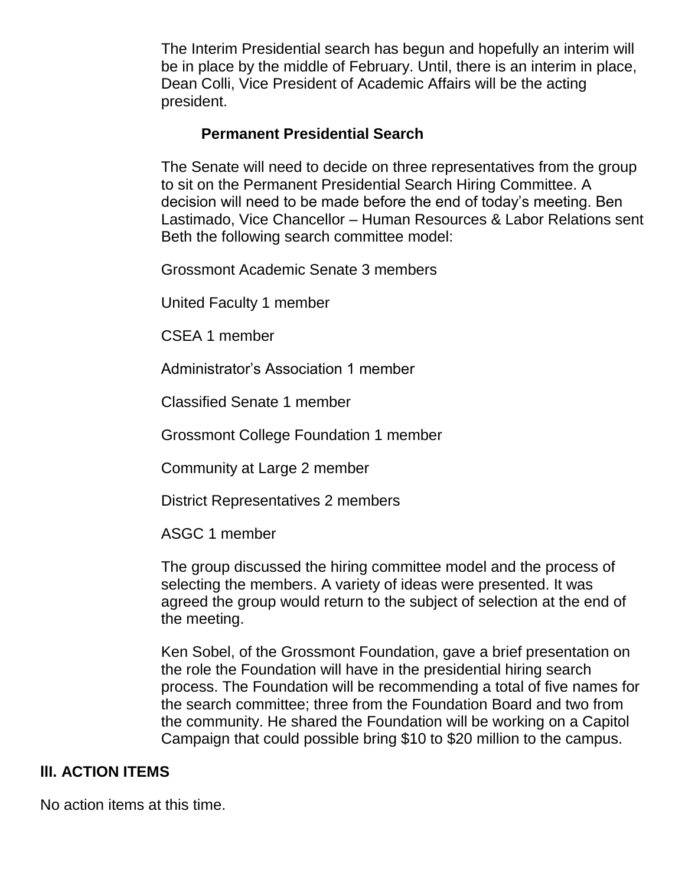The Interim Presidential search has begun and hopefully an interim will be in place by the middle of February. Until, there is an interim in place, Dean Colli, Vice President of Academic Affairs will be the acting president.

**Permanent Presidential Search**

The Senate will need to decide on three representatives from the group to sit on the Permanent Presidential Search Hiring Committee. A decision will need to be made before the end of today's meeting. Ben Lastimado, Vice Chancellor – Human Resources & Labor Relations sent Beth the following search committee model:

Grossmont Academic Senate 3 members

United Faculty 1 member

CSEA 1 member

Administrator's Association 1 member

Classified Senate 1 member

Grossmont College Foundation 1 member

Community at Large 2 member

District Representatives 2 members

ASGC 1 member

The group discussed the hiring committee model and the process of selecting the members. A variety of ideas were presented. It was agreed the group would return to the subject of selection at the end of the meeting.

Ken Sobel, of the Grossmont Foundation, gave a brief presentation on the role the Foundation will have in the presidential hiring search process. The Foundation will be recommending a total of five names for the search committee; three from the Foundation Board and two from the community. He shared the Foundation will be working on a Capitol Campaign that could possible bring $10 to $20 million to the campus.

## III. ACTION ITEMS

No action items at this time.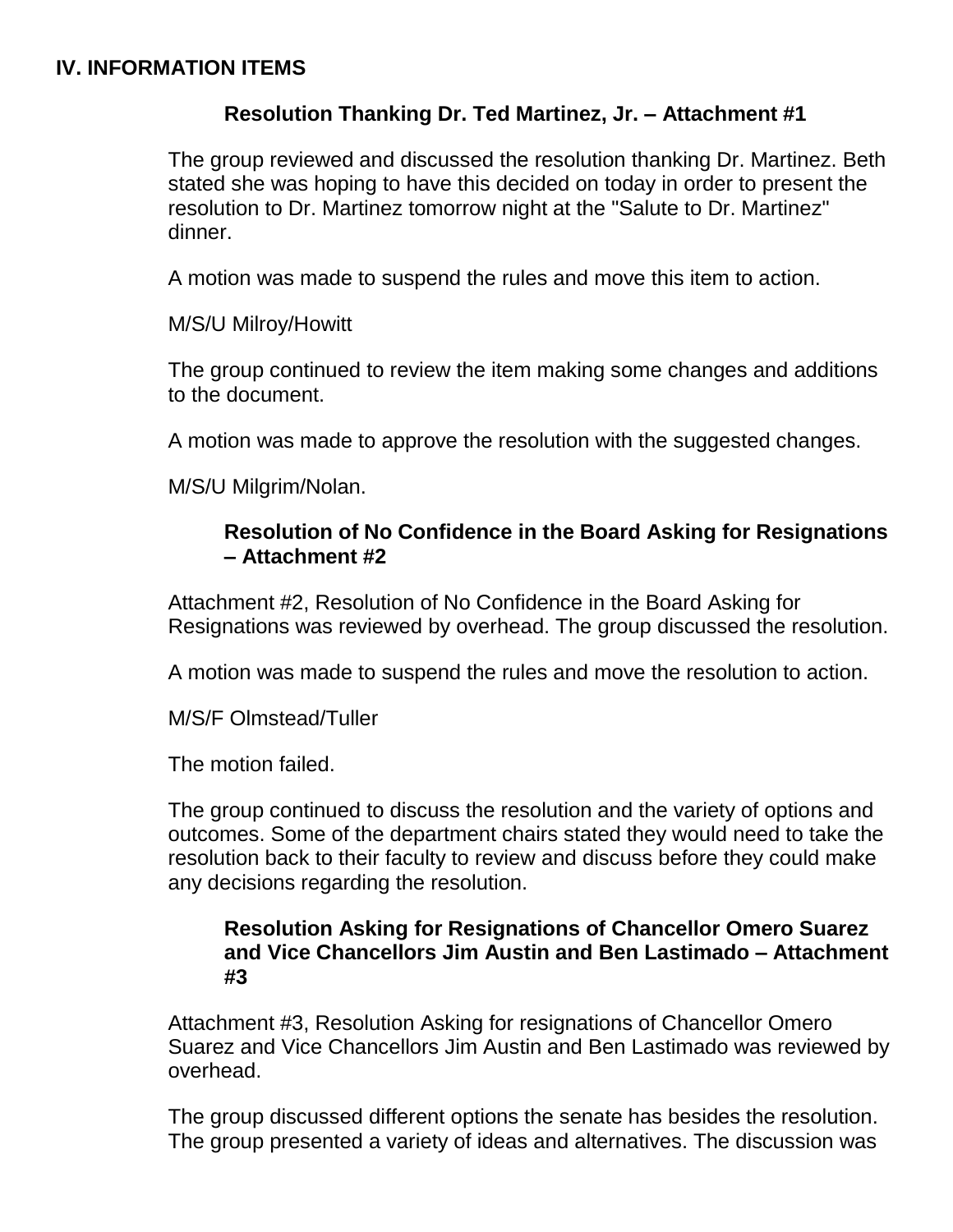## IV. INFORMATION ITEMS

### Resolution Thanking Dr. Ted Martinez, Jr. – Attachment #1

The group reviewed and discussed the resolution thanking Dr. Martinez. Beth stated she was hoping to have this decided on today in order to present the resolution to Dr. Martinez tomorrow night at the "Salute to Dr. Martinez" dinner.

A motion was made to suspend the rules and move this item to action.

M/S/U Milroy/Howitt

The group continued to review the item making some changes and additions to the document.

A motion was made to approve the resolution with the suggested changes.

M/S/U Milgrim/Nolan.

### Resolution of No Confidence in the Board Asking for Resignations – Attachment #2

Attachment #2, Resolution of No Confidence in the Board Asking for Resignations was reviewed by overhead. The group discussed the resolution.

A motion was made to suspend the rules and move the resolution to action.

M/S/F Olmstead/Tuller

The motion failed.

The group continued to discuss the resolution and the variety of options and outcomes. Some of the department chairs stated they would need to take the resolution back to their faculty to review and discuss before they could make any decisions regarding the resolution.

### Resolution Asking for Resignations of Chancellor Omero Suarez and Vice Chancellors Jim Austin and Ben Lastimado – Attachment #3

Attachment #3, Resolution Asking for resignations of Chancellor Omero Suarez and Vice Chancellors Jim Austin and Ben Lastimado was reviewed by overhead.

The group discussed different options the senate has besides the resolution. The group presented a variety of ideas and alternatives. The discussion was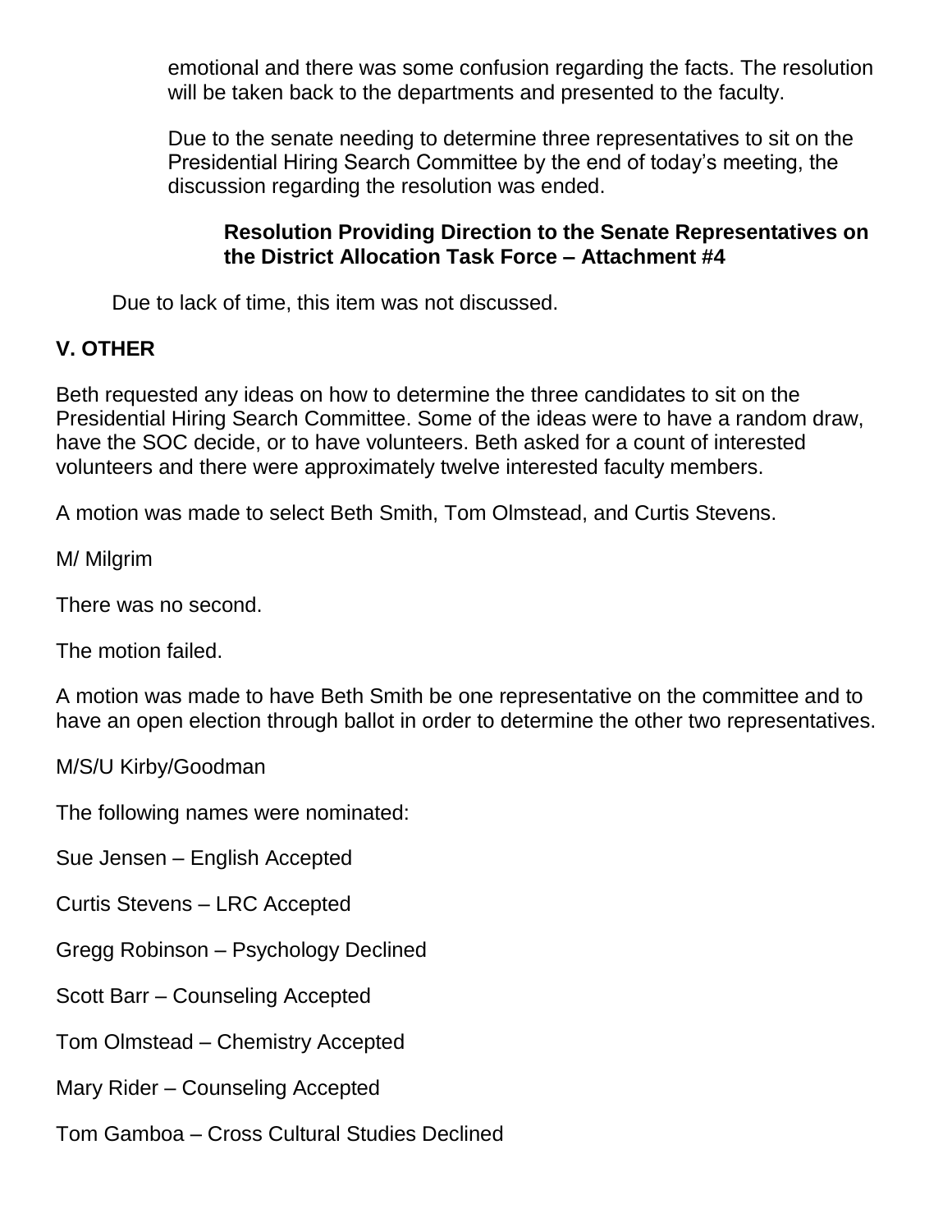emotional and there was some confusion regarding the facts. The resolution will be taken back to the departments and presented to the faculty.

Due to the senate needing to determine three representatives to sit on the Presidential Hiring Search Committee by the end of today's meeting, the discussion regarding the resolution was ended.

**Resolution Providing Direction to the Senate Representatives on the District Allocation Task Force – Attachment #4**

Due to lack of time, this item was not discussed.

## V. OTHER

Beth requested any ideas on how to determine the three candidates to sit on the Presidential Hiring Search Committee. Some of the ideas were to have a random draw, have the SOC decide, or to have volunteers. Beth asked for a count of interested volunteers and there were approximately twelve interested faculty members.

A motion was made to select Beth Smith, Tom Olmstead, and Curtis Stevens.

M/ Milgrim

There was no second.

The motion failed.

A motion was made to have Beth Smith be one representative on the committee and to have an open election through ballot in order to determine the other two representatives.

M/S/U Kirby/Goodman

The following names were nominated:

Sue Jensen – English Accepted

Curtis Stevens – LRC Accepted

Gregg Robinson – Psychology Declined

Scott Barr – Counseling Accepted

Tom Olmstead – Chemistry Accepted

Mary Rider – Counseling Accepted

Tom Gamboa – Cross Cultural Studies Declined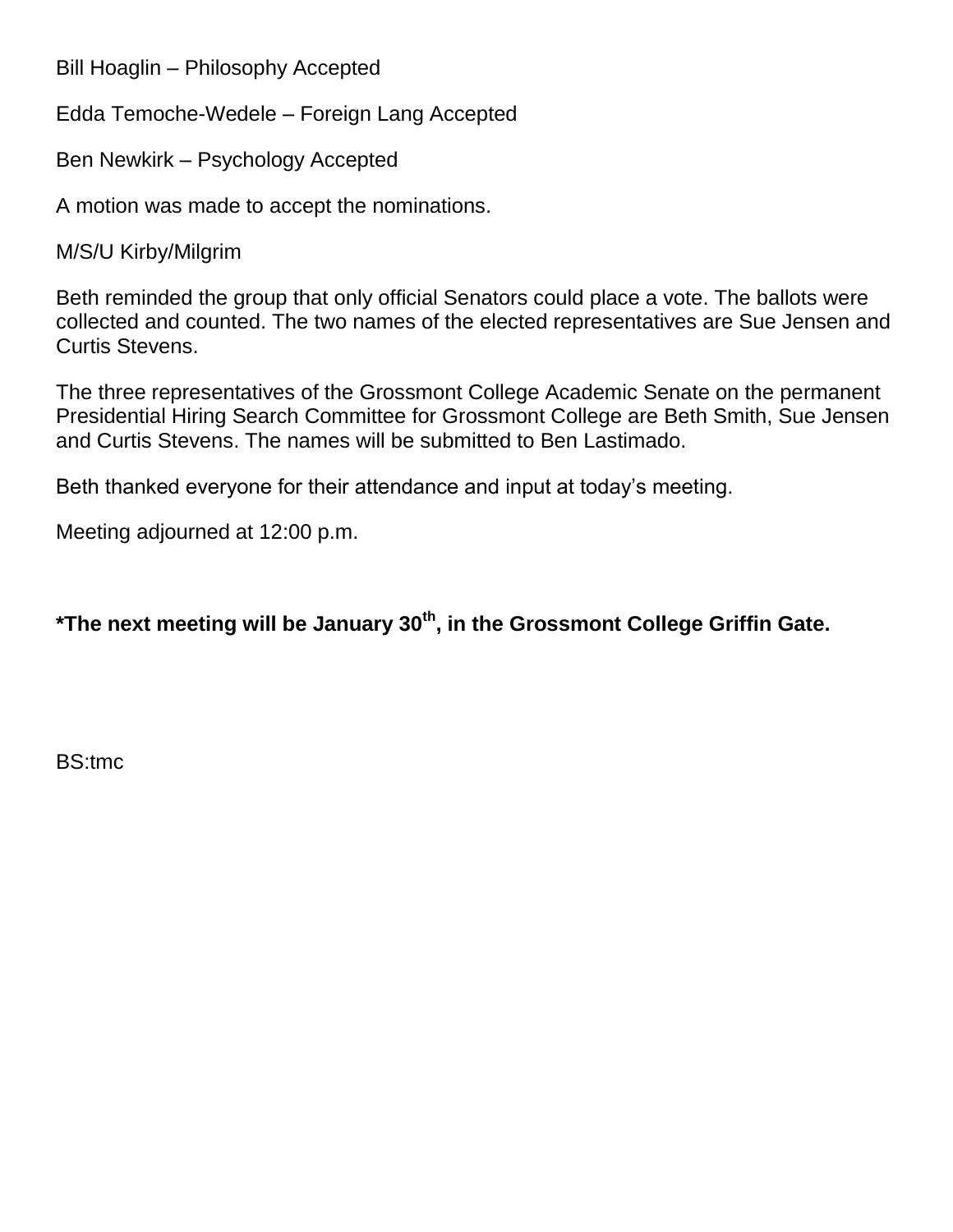Bill Hoaglin – Philosophy Accepted

Edda Temoche-Wedele – Foreign Lang Accepted

Ben Newkirk – Psychology Accepted

A motion was made to accept the nominations.

M/S/U Kirby/Milgrim

Beth reminded the group that only official Senators could place a vote. The ballots were collected and counted. The two names of the elected representatives are Sue Jensen and Curtis Stevens.

The three representatives of the Grossmont College Academic Senate on the permanent Presidential Hiring Search Committee for Grossmont College are Beth Smith, Sue Jensen and Curtis Stevens. The names will be submitted to Ben Lastimado.

Beth thanked everyone for their attendance and input at today's meeting.

Meeting adjourned at 12:00 p.m.

**\*The next meeting will be January 30th, in the Grossmont College Griffin Gate.**

BS:tmc